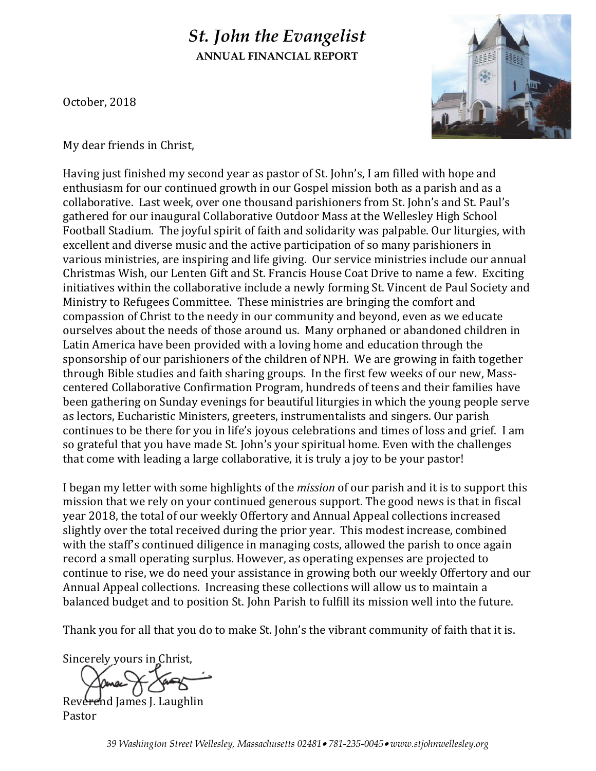# *St. John the Evangelist*

**ANNUAL FINANCIAL REPORT**

October, 2018

My dear friends in Christ,

Having just finished my second year as pastor of St. John's, I am filled with hope and enthusiasm for our continued growth in our Gospel mission both as a parish and as a collaborative. Last week, over one thousand parishioners from St. John's and St. Paul's gathered for our inaugural Collaborative Outdoor Mass at the Wellesley High School Football Stadium. The joyful spirit of faith and solidarity was palpable. Our liturgies, with excellent and diverse music and the active participation of so many parishioners in various ministries, are inspiring and life giving. Our service ministries include our annual Christmas Wish, our Lenten Gift and St. Francis House Coat Drive to name a few. Exciting initiatives within the collaborative include a newly forming St. Vincent de Paul Society and Ministry to Refugees Committee. These ministries are bringing the comfort and compassion of Christ to the needy in our community and beyond, even as we educate ourselves about the needs of those around us. Many orphaned or abandoned children in Latin America have been provided with a loving home and education through the sponsorship of our parishioners of the children of NPH. We are growing in faith together through Bible studies and faith sharing groups. In the first few weeks of our new, Mass-centered Collaborative Confirmation Program, hundreds of teens and their families have been gathering on Sunday evenings for beautiful liturgies in which the young people serve as lectors, Eucharistic Ministers, greeters, instrumentalists and singers. Our parish continues to be there for you in life's joyous celebrations and times of loss and grief. I am so grateful that you have made St. John's your spiritual home. Even with the challenges that come with leading a large collaborative, it is truly a joy to be your pastor!

I began my letter with some highlights of the *mission* of our parish and it is to support this mission that we rely on your continued generous support. The good news is that in fiscal year 2018, the total of our weekly Offertory and Annual Appeal collections increased slightly over the total received during the prior year. This modest increase, combined with the staff's continued diligence in managing costs, allowed the parish to once again record a small operating surplus. However, as operating expenses are projected to continue to rise, we do need your assistance in growing both our weekly Offertory and our Annual Appeal collections. Increasing these collections will allow us to maintain a balanced budget and to position St. John Parish to fulfill its mission well into the future.

Thank you for all that you do to make St. John's the vibrant community of faith that it is.

Sincerely yours in Christ,

Reverend James J. Laughlin
Pastor

*39 Washington Street Wellesley, Massachusetts 02481 • 781-235-0045 • www.stjohnwellesley.org*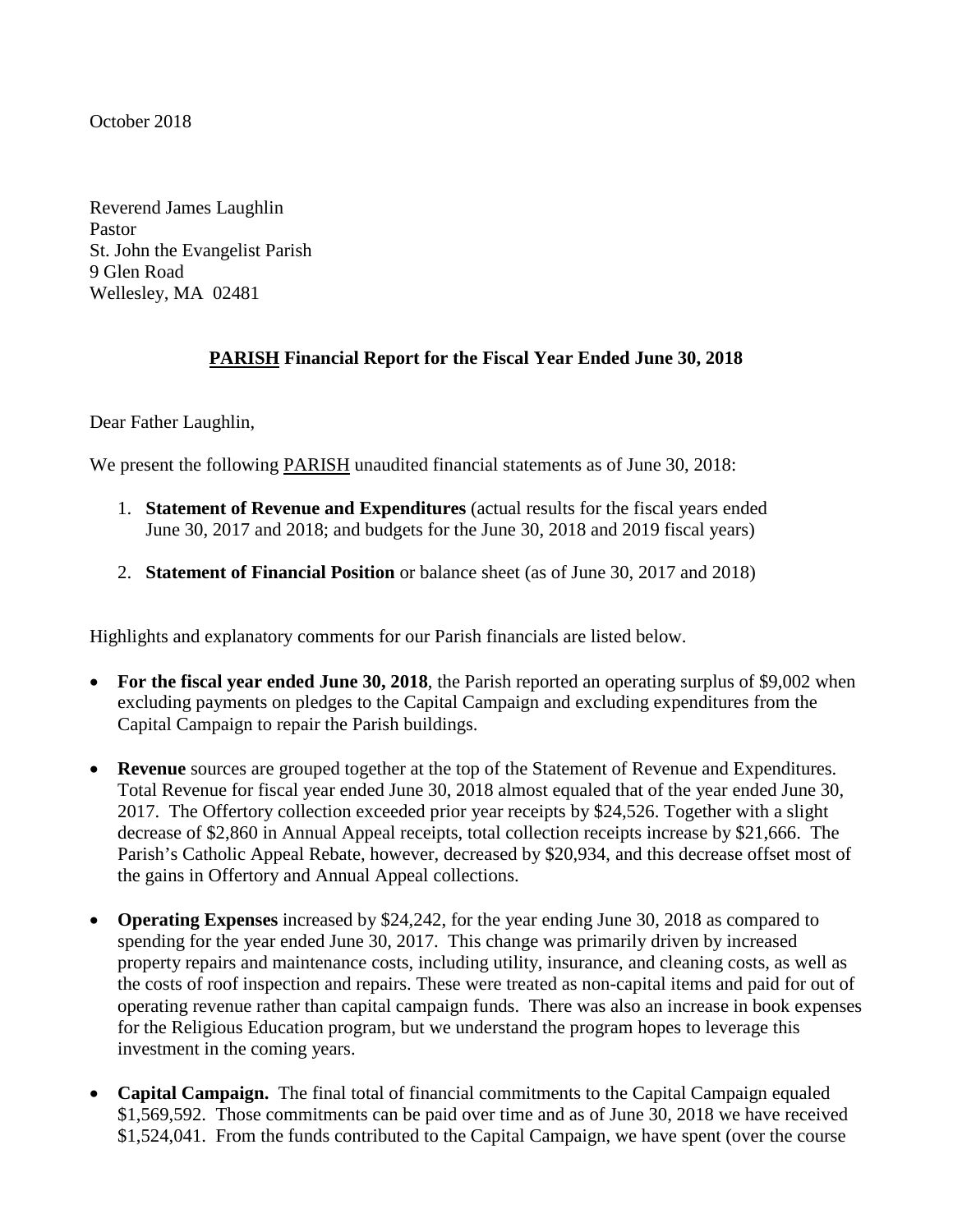October 2018

Reverend James Laughlin
Pastor
St. John the Evangelist Parish
9 Glen Road
Wellesley, MA 02481

**PARISH Financial Report for the Fiscal Year Ended June 30, 2018**

Dear Father Laughlin,

We present the following PARISH unaudited financial statements as of June 30, 2018:

1. **Statement of Revenue and Expenditures** (actual results for the fiscal years ended June 30, 2017 and 2018; and budgets for the June 30, 2018 and 2019 fiscal years)
2. **Statement of Financial Position** or balance sheet (as of June 30, 2017 and 2018)

Highlights and explanatory comments for our Parish financials are listed below.

- **For the fiscal year ended June 30, 2018**, the Parish reported an operating surplus of $9,002 when excluding payments on pledges to the Capital Campaign and excluding expenditures from the Capital Campaign to repair the Parish buildings.
- **Revenue** sources are grouped together at the top of the Statement of Revenue and Expenditures. Total Revenue for fiscal year ended June 30, 2018 almost equaled that of the year ended June 30, 2017. The Offertory collection exceeded prior year receipts by $24,526. Together with a slight decrease of $2,860 in Annual Appeal receipts, total collection receipts increase by $21,666. The Parish's Catholic Appeal Rebate, however, decreased by $20,934, and this decrease offset most of the gains in Offertory and Annual Appeal collections.
- **Operating Expenses** increased by $24,242, for the year ending June 30, 2018 as compared to spending for the year ended June 30, 2017. This change was primarily driven by increased property repairs and maintenance costs, including utility, insurance, and cleaning costs, as well as the costs of roof inspection and repairs. These were treated as non-capital items and paid for out of operating revenue rather than capital campaign funds. There was also an increase in book expenses for the Religious Education program, but we understand the program hopes to leverage this investment in the coming years.
- **Capital Campaign.** The final total of financial commitments to the Capital Campaign equaled $1,569,592. Those commitments can be paid over time and as of June 30, 2018 we have received $1,524,041. From the funds contributed to the Capital Campaign, we have spent (over the course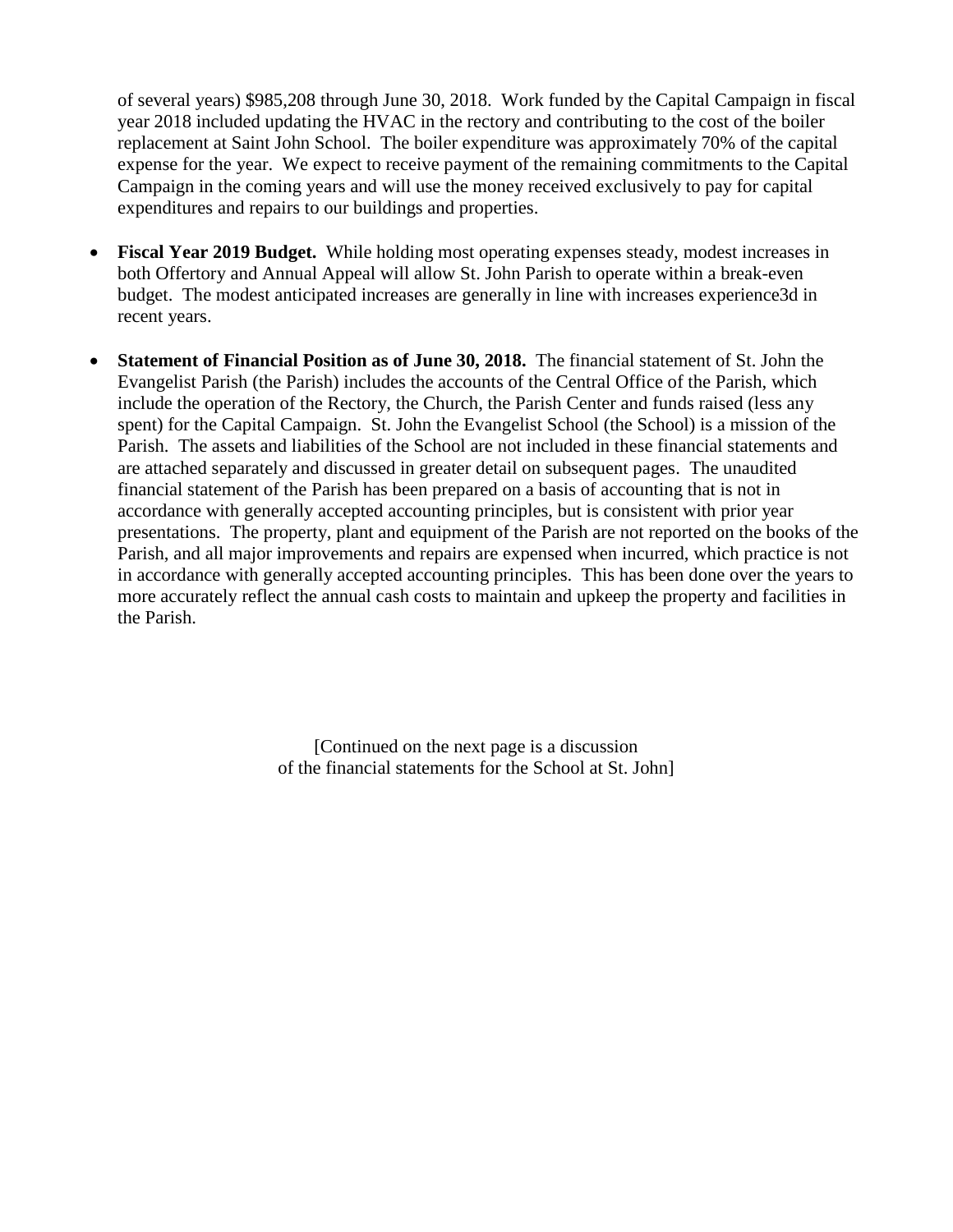of several years) $985,208 through June 30, 2018. Work funded by the Capital Campaign in fiscal year 2018 included updating the HVAC in the rectory and contributing to the cost of the boiler replacement at Saint John School. The boiler expenditure was approximately 70% of the capital expense for the year. We expect to receive payment of the remaining commitments to the Capital Campaign in the coming years and will use the money received exclusively to pay for capital expenditures and repairs to our buildings and properties.

- **Fiscal Year 2019 Budget.** While holding most operating expenses steady, modest increases in both Offertory and Annual Appeal will allow St. John Parish to operate within a break-even budget. The modest anticipated increases are generally in line with increases experience3d in recent years.

- **Statement of Financial Position as of June 30, 2018.** The financial statement of St. John the Evangelist Parish (the Parish) includes the accounts of the Central Office of the Parish, which include the operation of the Rectory, the Church, the Parish Center and funds raised (less any spent) for the Capital Campaign. St. John the Evangelist School (the School) is a mission of the Parish. The assets and liabilities of the School are not included in these financial statements and are attached separately and discussed in greater detail on subsequent pages. The unaudited financial statement of the Parish has been prepared on a basis of accounting that is not in accordance with generally accepted accounting principles, but is consistent with prior year presentations. The property, plant and equipment of the Parish are not reported on the books of the Parish, and all major improvements and repairs are expensed when incurred, which practice is not in accordance with generally accepted accounting principles. This has been done over the years to more accurately reflect the annual cash costs to maintain and upkeep the property and facilities in the Parish.

[Continued on the next page is a discussion of the financial statements for the School at St. John]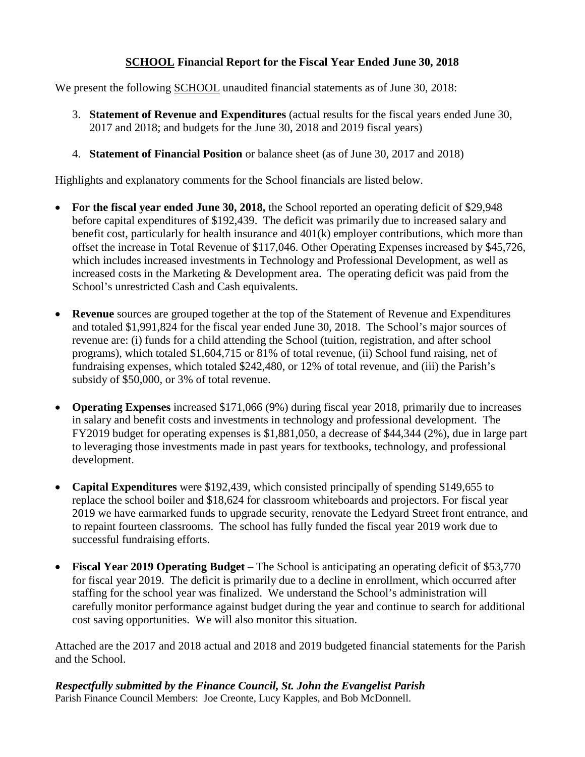## <u>SCHOOL</u> Financial Report for the Fiscal Year Ended June 30, 2018

We present the following <u>SCHOOL</u> unaudited financial statements as of June 30, 2018:

3. **Statement of Revenue and Expenditures** (actual results for the fiscal years ended June 30, 2017 and 2018; and budgets for the June 30, 2018 and 2019 fiscal years)
4. **Statement of Financial Position** or balance sheet (as of June 30, 2017 and 2018)

Highlights and explanatory comments for the School financials are listed below.

- **For the fiscal year ended June 30, 2018,** the School reported an operating deficit of $29,948 before capital expenditures of $192,439. The deficit was primarily due to increased salary and benefit cost, particularly for health insurance and 401(k) employer contributions, which more than offset the increase in Total Revenue of $117,046. Other Operating Expenses increased by $45,726, which includes increased investments in Technology and Professional Development, as well as increased costs in the Marketing & Development area. The operating deficit was paid from the School's unrestricted Cash and Cash equivalents.
- **Revenue** sources are grouped together at the top of the Statement of Revenue and Expenditures and totaled $1,991,824 for the fiscal year ended June 30, 2018. The School's major sources of revenue are: (i) funds for a child attending the School (tuition, registration, and after school programs), which totaled $1,604,715 or 81% of total revenue, (ii) School fund raising, net of fundraising expenses, which totaled $242,480, or 12% of total revenue, and (iii) the Parish's subsidy of $50,000, or 3% of total revenue.
- **Operating Expenses** increased $171,066 (9%) during fiscal year 2018, primarily due to increases in salary and benefit costs and investments in technology and professional development. The FY2019 budget for operating expenses is $1,881,050, a decrease of $44,344 (2%), due in large part to leveraging those investments made in past years for textbooks, technology, and professional development.
- **Capital Expenditures** were $192,439, which consisted principally of spending $149,655 to replace the school boiler and $18,624 for classroom whiteboards and projectors. For fiscal year 2019 we have earmarked funds to upgrade security, renovate the Ledyard Street front entrance, and to repaint fourteen classrooms. The school has fully funded the fiscal year 2019 work due to successful fundraising efforts.
- **Fiscal Year 2019 Operating Budget** – The School is anticipating an operating deficit of $53,770 for fiscal year 2019. The deficit is primarily due to a decline in enrollment, which occurred after staffing for the school year was finalized. We understand the School's administration will carefully monitor performance against budget during the year and continue to search for additional cost saving opportunities. We will also monitor this situation.

Attached are the 2017 and 2018 actual and 2018 and 2019 budgeted financial statements for the Parish and the School.

***Respectfully submitted by the Finance Council, St. John the Evangelist Parish***
Parish Finance Council Members: Joe Creonte, Lucy Kapples, and Bob McDonnell.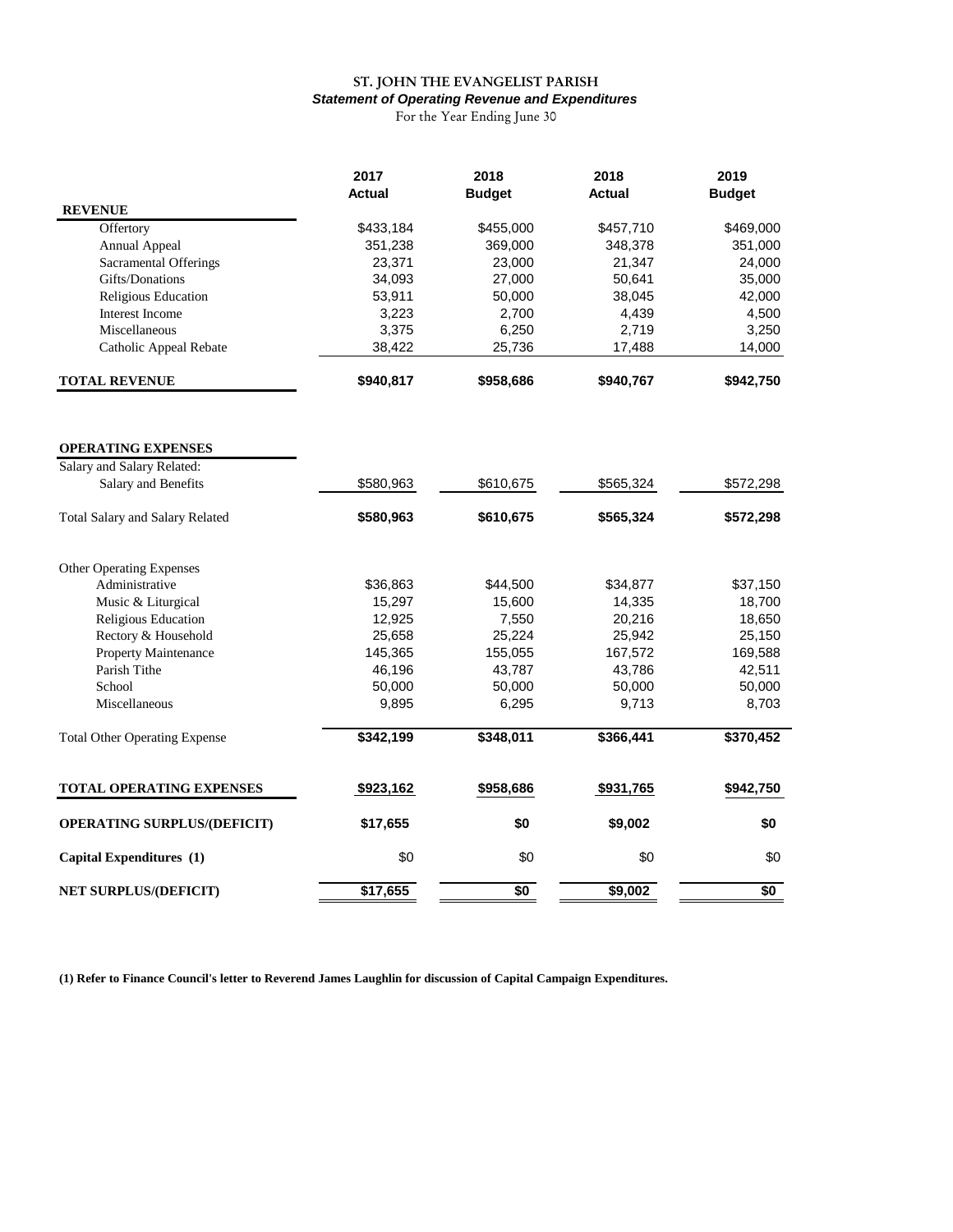# ST. JOHN THE EVANGELIST PARISH

***Statement of Operating Revenue and Expenditures***

For the Year Ending June 30

| | 2017 Actual | 2018 Budget | 2018 Actual | 2019 Budget |
|---|---|---|---|---|
| **REVENUE** | | | | |
| Offertory | $433,184 | $455,000 | $457,710 | $469,000 |
| Annual Appeal | 351,238 | 369,000 | 348,378 | 351,000 |
| Sacramental Offerings | 23,371 | 23,000 | 21,347 | 24,000 |
| Gifts/Donations | 34,093 | 27,000 | 50,641 | 35,000 |
| Religious Education | 53,911 | 50,000 | 38,045 | 42,000 |
| Interest Income | 3,223 | 2,700 | 4,439 | 4,500 |
| Miscellaneous | 3,375 | 6,250 | 2,719 | 3,250 |
| Catholic Appeal Rebate | 38,422 | 25,736 | 17,488 | 14,000 |
| **TOTAL REVENUE** | **$940,817** | **$958,686** | **$940,767** | **$942,750** |
| | | | | |
| **OPERATING EXPENSES** | | | | |
| Salary and Salary Related: | | | | |
| Salary and Benefits | $580,963 | $610,675 | $565,324 | $572,298 |
| **Total Salary and Salary Related** | **$580,963** | **$610,675** | **$565,324** | **$572,298** |
| | | | | |
| Other Operating Expenses | | | | |
| Administrative | $36,863 | $44,500 | $34,877 | $37,150 |
| Music & Liturgical | 15,297 | 15,600 | 14,335 | 18,700 |
| Religious Education | 12,925 | 7,550 | 20,216 | 18,650 |
| Rectory & Household | 25,658 | 25,224 | 25,942 | 25,150 |
| Property Maintenance | 145,365 | 155,055 | 167,572 | 169,588 |
| Parish Tithe | 46,196 | 43,787 | 43,786 | 42,511 |
| School | 50,000 | 50,000 | 50,000 | 50,000 |
| Miscellaneous | 9,895 | 6,295 | 9,713 | 8,703 |
| **Total Other Operating Expense** | **$342,199** | **$348,011** | **$366,441** | **$370,452** |
| | | | | |
| **TOTAL OPERATING EXPENSES** | **$923,162** | **$958,686** | **$931,765** | **$942,750** |
| **OPERATING SURPLUS/(DEFICIT)** | **$17,655** | **$0** | **$9,002** | **$0** |
| **Capital Expenditures (1)** | $0 | $0 | $0 | $0 |
| **NET SURPLUS/(DEFICIT)** | **$17,655** | **$0** | **$9,002** | **$0** |

**(1) Refer to Finance Council's letter to Reverend James Laughlin for discussion of Capital Campaign Expenditures.**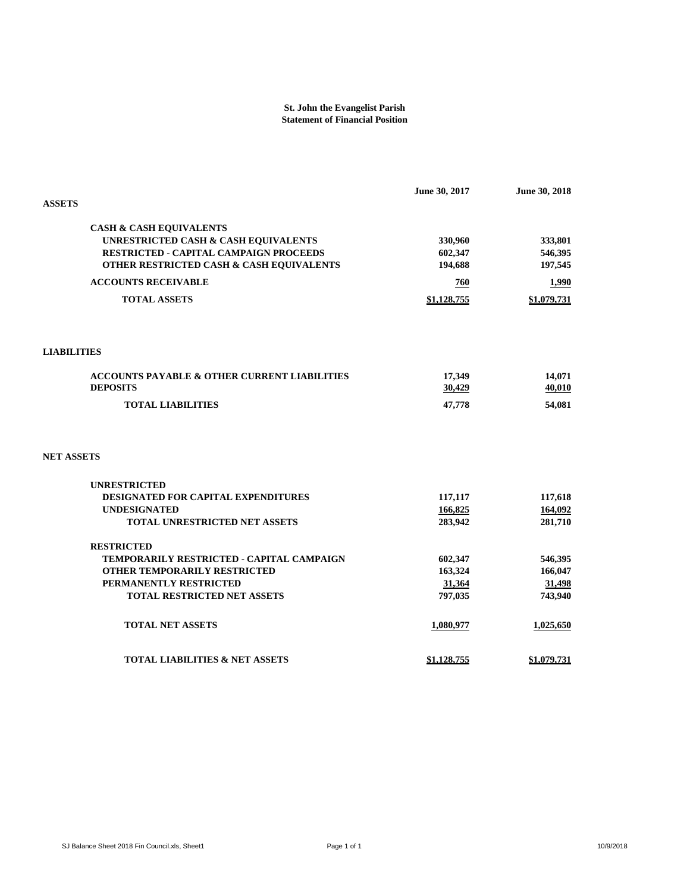**St. John the Evangelist Parish**
**Statement of Financial Position**

| | June 30, 2017 | June 30, 2018 |
|---|---|---|
| **ASSETS** | | |
| **CASH & CASH EQUIVALENTS** | | |
| UNRESTRICTED CASH & CASH EQUIVALENTS | 330,960 | 333,801 |
| RESTRICTED - CAPITAL CAMPAIGN PROCEEDS | 602,347 | 546,395 |
| OTHER RESTRICTED CASH & CASH EQUIVALENTS | 194,688 | 197,545 |
| **ACCOUNTS RECEIVABLE** | 760 | 1,990 |
| **TOTAL ASSETS** | $1,128,755 | $1,079,731 |
| | | |
| **LIABILITIES** | | |
| ACCOUNTS PAYABLE & OTHER CURRENT LIABILITIES | 17,349 | 14,071 |
| DEPOSITS | 30,429 | 40,010 |
| **TOTAL LIABILITIES** | 47,778 | 54,081 |
| | | |
| **NET ASSETS** | | |
| **UNRESTRICTED** | | |
| DESIGNATED FOR CAPITAL EXPENDITURES | 117,117 | 117,618 |
| UNDESIGNATED | 166,825 | 164,092 |
| TOTAL UNRESTRICTED NET ASSETS | 283,942 | 281,710 |
| **RESTRICTED** | | |
| TEMPORARILY RESTRICTED - CAPITAL CAMPAIGN | 602,347 | 546,395 |
| OTHER TEMPORARILY RESTRICTED | 163,324 | 166,047 |
| PERMANENTLY RESTRICTED | 31,364 | 31,498 |
| TOTAL RESTRICTED NET ASSETS | 797,035 | 743,940 |
| **TOTAL NET ASSETS** | 1,080,977 | 1,025,650 |
| **TOTAL LIABILITIES & NET ASSETS** | $1,128,755 | $1,079,731 |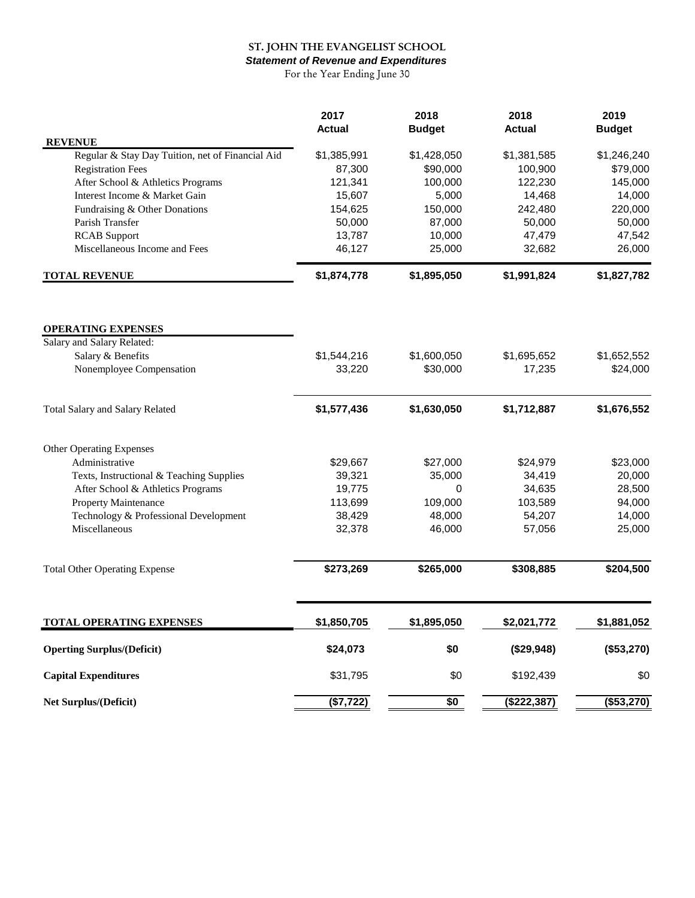# ST. JOHN THE EVANGELIST SCHOOL

***Statement of Revenue and Expenditures***

For the Year Ending June 30

| | 2017 Actual | 2018 Budget | 2018 Actual | 2019 Budget |
|---|---|---|---|---|
| **REVENUE** | | | | |
| Regular & Stay Day Tuition, net of Financial Aid | $1,385,991 | $1,428,050 | $1,381,585 | $1,246,240 |
| Registration Fees | 87,300 | $90,000 | 100,900 | $79,000 |
| After School & Athletics Programs | 121,341 | 100,000 | 122,230 | 145,000 |
| Interest Income & Market Gain | 15,607 | 5,000 | 14,468 | 14,000 |
| Fundraising & Other Donations | 154,625 | 150,000 | 242,480 | 220,000 |
| Parish Transfer | 50,000 | 87,000 | 50,000 | 50,000 |
| RCAB Support | 13,787 | 10,000 | 47,479 | 47,542 |
| Miscellaneous Income and Fees | 46,127 | 25,000 | 32,682 | 26,000 |
| **TOTAL REVENUE** | **$1,874,778** | **$1,895,050** | **$1,991,824** | **$1,827,782** |
| **OPERATING EXPENSES** | | | | |
| Salary and Salary Related: | | | | |
| Salary & Benefits | $1,544,216 | $1,600,050 | $1,695,652 | $1,652,552 |
| Nonemployee Compensation | 33,220 | $30,000 | 17,235 | $24,000 |
| Total Salary and Salary Related | **$1,577,436** | **$1,630,050** | **$1,712,887** | **$1,676,552** |
| Other Operating Expenses | | | | |
| Administrative | $29,667 | $27,000 | $24,979 | $23,000 |
| Texts, Instructional & Teaching Supplies | 39,321 | 35,000 | 34,419 | 20,000 |
| After School & Athletics Programs | 19,775 | 0 | 34,635 | 28,500 |
| Property Maintenance | 113,699 | 109,000 | 103,589 | 94,000 |
| Technology & Professional Development | 38,429 | 48,000 | 54,207 | 14,000 |
| Miscellaneous | 32,378 | 46,000 | 57,056 | 25,000 |
| Total Other Operating Expense | **$273,269** | **$265,000** | **$308,885** | **$204,500** |
| **TOTAL OPERATING EXPENSES** | **$1,850,705** | **$1,895,050** | **$2,021,772** | **$1,881,052** |
| **Operting Surplus/(Deficit)** | **$24,073** | **$0** | **($29,948)** | **($53,270)** |
| **Capital Expenditures** | $31,795 | $0 | $192,439 | $0 |
| **Net Surplus/(Deficit)** | **($7,722)** | **$0** | **($222,387)** | **($53,270)** |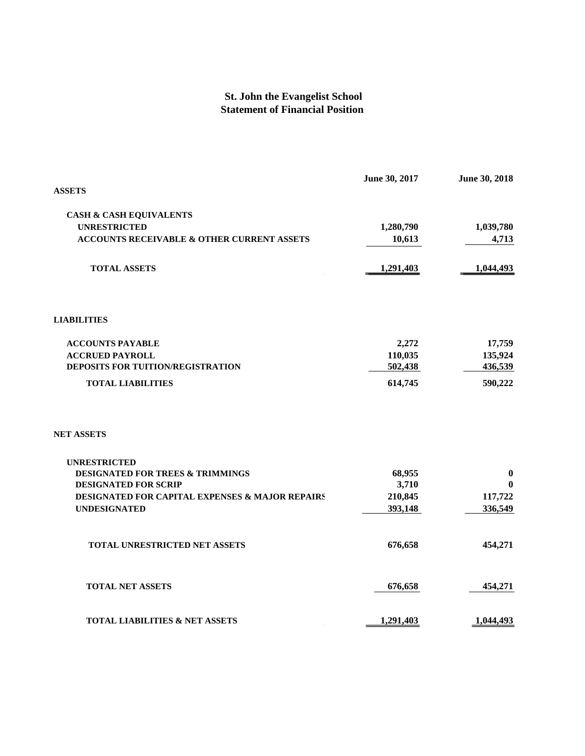# St. John the Evangelist School
## Statement of Financial Position

| | June 30, 2017 | June 30, 2018 |
|---|---|---|
| **ASSETS** | | |
| **CASH & CASH EQUIVALENTS** | | |
| **UNRESTRICTED** | 1,280,790 | 1,039,780 |
| **ACCOUNTS RECEIVABLE & OTHER CURRENT ASSETS** | 10,613 | 4,713 |
| **TOTAL ASSETS** | 1,291,403 | 1,044,493 |
| **LIABILITIES** | | |
| **ACCOUNTS PAYABLE** | 2,272 | 17,759 |
| **ACCRUED PAYROLL** | 110,035 | 135,924 |
| **DEPOSITS FOR TUITION/REGISTRATION** | 502,438 | 436,539 |
| **TOTAL LIABILITIES** | 614,745 | 590,222 |
| **NET ASSETS** | | |
| **UNRESTRICTED** | | |
| **DESIGNATED FOR TREES & TRIMMINGS** | 68,955 | 0 |
| **DESIGNATED FOR SCRIP** | 3,710 | 0 |
| **DESIGNATED FOR CAPITAL EXPENSES & MAJOR REPAIRS** | 210,845 | 117,722 |
| **UNDESIGNATED** | 393,148 | 336,549 |
| **TOTAL UNRESTRICTED NET ASSETS** | 676,658 | 454,271 |
| **TOTAL NET ASSETS** | 676,658 | 454,271 |
| **TOTAL LIABILITIES & NET ASSETS** | 1,291,403 | 1,044,493 |